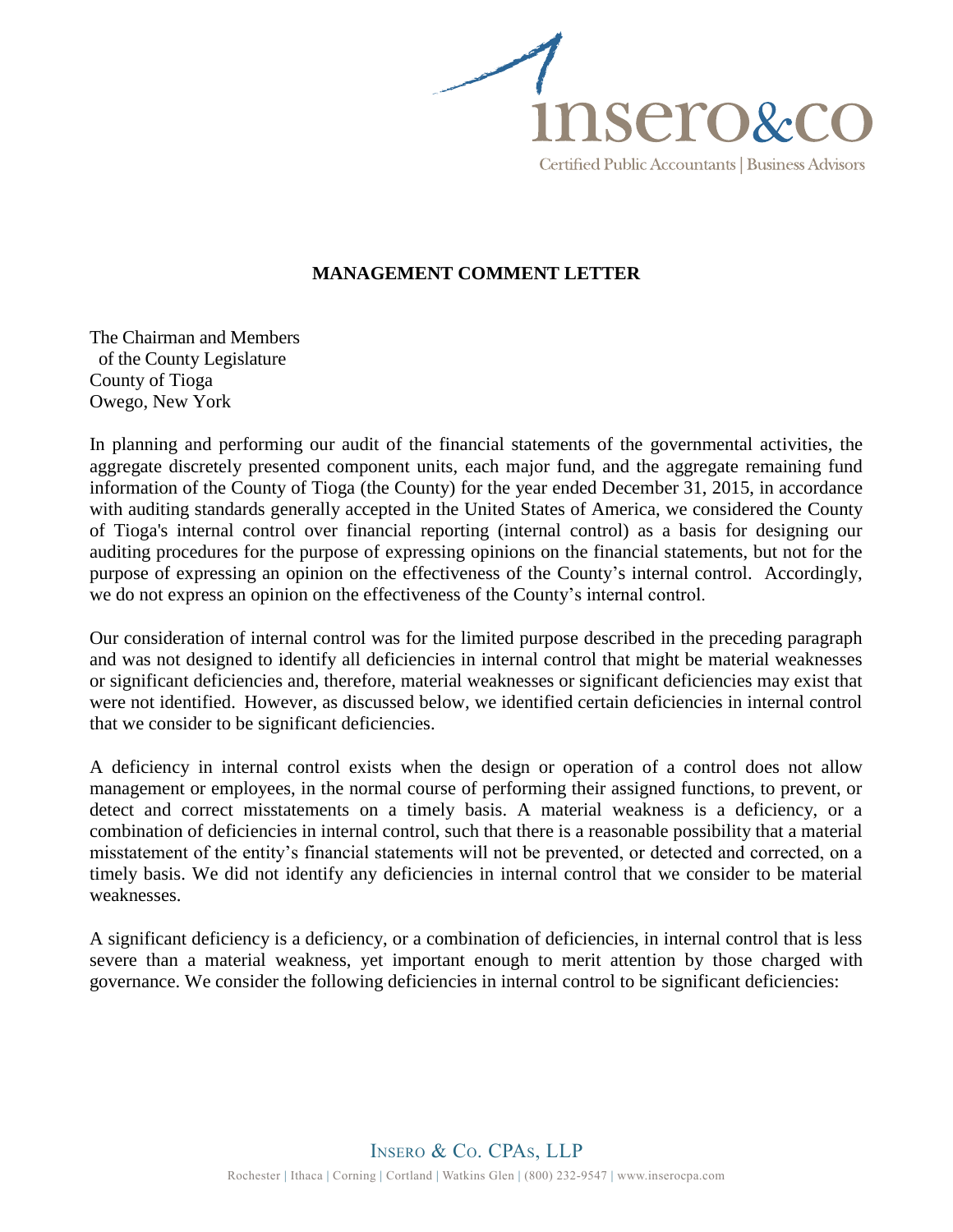# MANAGEMENT COMMENT LETTER

The Chairman and Members
of the County Legislature
County of Tioga
Owego, New York

In planning and performing our audit of the financial statements of the governmental activities, the aggregate discretely presented component units, each major fund, and the aggregate remaining fund information of the County of Tioga (the County) for the year ended December 31, 2015, in accordance with auditing standards generally accepted in the United States of America, we considered the County of Tioga's internal control over financial reporting (internal control) as a basis for designing our auditing procedures for the purpose of expressing opinions on the financial statements, but not for the purpose of expressing an opinion on the effectiveness of the County's internal control. Accordingly, we do not express an opinion on the effectiveness of the County's internal control.

Our consideration of internal control was for the limited purpose described in the preceding paragraph and was not designed to identify all deficiencies in internal control that might be material weaknesses or significant deficiencies and, therefore, material weaknesses or significant deficiencies may exist that were not identified. However, as discussed below, we identified certain deficiencies in internal control that we consider to be significant deficiencies.

A deficiency in internal control exists when the design or operation of a control does not allow management or employees, in the normal course of performing their assigned functions, to prevent, or detect and correct misstatements on a timely basis. A material weakness is a deficiency, or a combination of deficiencies in internal control, such that there is a reasonable possibility that a material misstatement of the entity's financial statements will not be prevented, or detected and corrected, on a timely basis. We did not identify any deficiencies in internal control that we consider to be material weaknesses.

A significant deficiency is a deficiency, or a combination of deficiencies, in internal control that is less severe than a material weakness, yet important enough to merit attention by those charged with governance. We consider the following deficiencies in internal control to be significant deficiencies: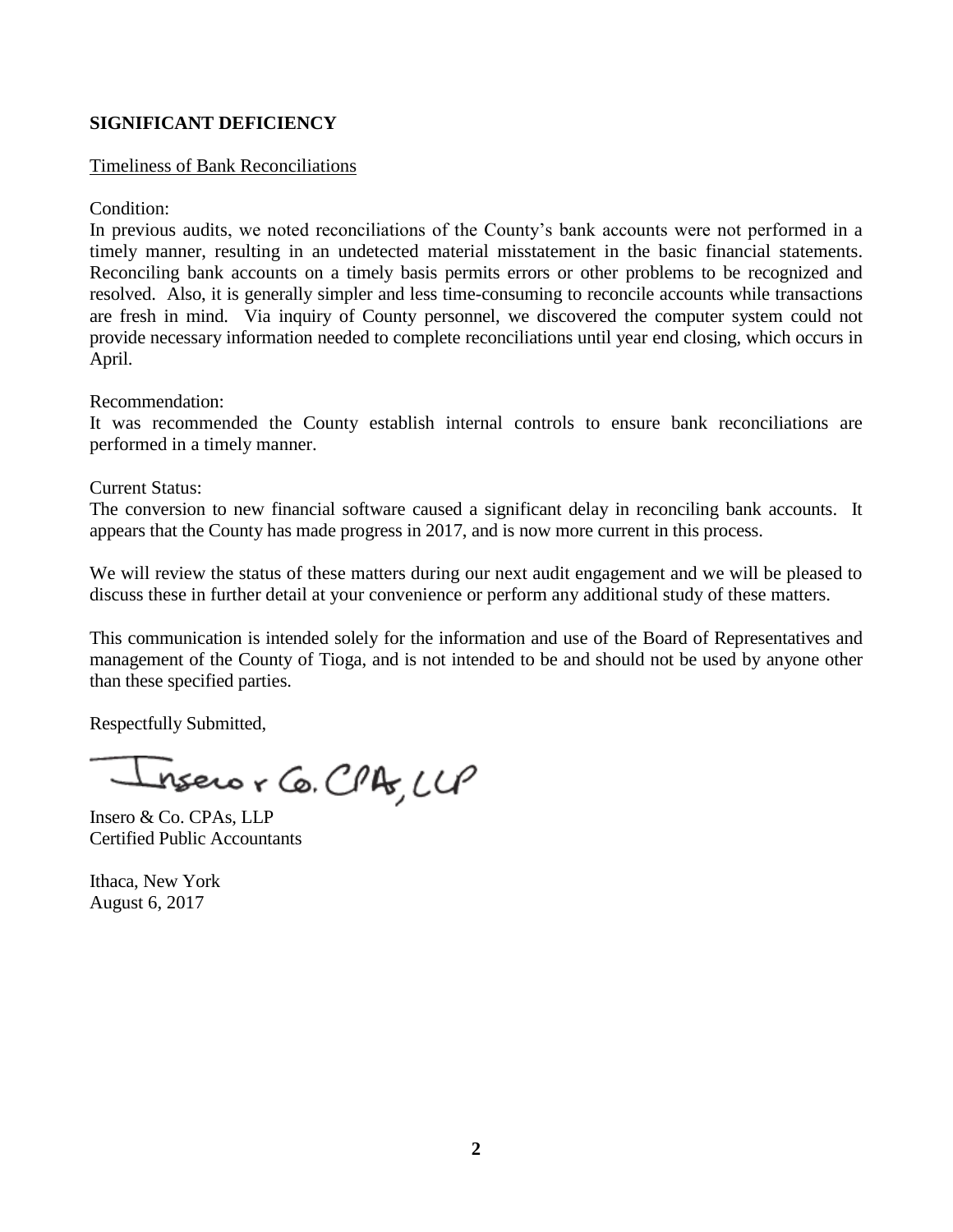## SIGNIFICANT DEFICIENCY

Timeliness of Bank Reconciliations

Condition:
In previous audits, we noted reconciliations of the County's bank accounts were not performed in a timely manner, resulting in an undetected material misstatement in the basic financial statements. Reconciling bank accounts on a timely basis permits errors or other problems to be recognized and resolved. Also, it is generally simpler and less time-consuming to reconcile accounts while transactions are fresh in mind. Via inquiry of County personnel, we discovered the computer system could not provide necessary information needed to complete reconciliations until year end closing, which occurs in April.

Recommendation:
It was recommended the County establish internal controls to ensure bank reconciliations are performed in a timely manner.

Current Status:
The conversion to new financial software caused a significant delay in reconciling bank accounts. It appears that the County has made progress in 2017, and is now more current in this process.

We will review the status of these matters during our next audit engagement and we will be pleased to discuss these in further detail at your convenience or perform any additional study of these matters.

This communication is intended solely for the information and use of the Board of Representatives and management of the County of Tioga, and is not intended to be and should not be used by anyone other than these specified parties.

Respectfully Submitted,

Insero & Co. CPAs, LLP

Insero & Co. CPAs, LLP
Certified Public Accountants

Ithaca, New York
August 6, 2017